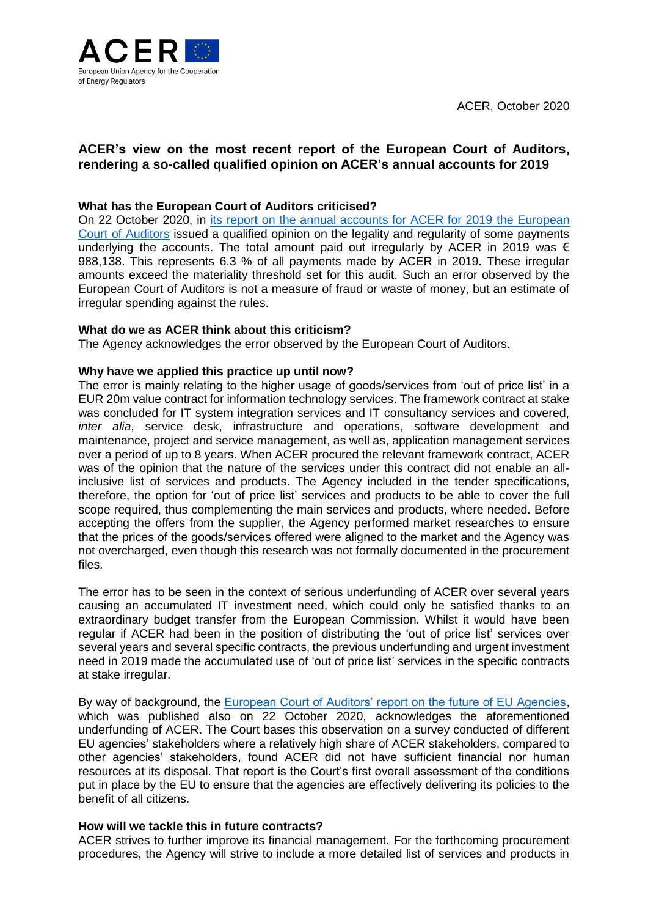ACER, October 2020

## ACER's view on the most recent report of the European Court of Auditors, rendering a so-called qualified opinion on ACER's annual accounts for 2019

### What has the European Court of Auditors criticised?

On 22 October 2020, in its report on the annual accounts for ACER for 2019 the European Court of Auditors issued a qualified opinion on the legality and regularity of some payments underlying the accounts. The total amount paid out irregularly by ACER in 2019 was € 988,138. This represents 6.3 % of all payments made by ACER in 2019. These irregular amounts exceed the materiality threshold set for this audit. Such an error observed by the European Court of Auditors is not a measure of fraud or waste of money, but an estimate of irregular spending against the rules.

### What do we as ACER think about this criticism?

The Agency acknowledges the error observed by the European Court of Auditors.

### Why have we applied this practice up until now?

The error is mainly relating to the higher usage of goods/services from 'out of price list' in a EUR 20m value contract for information technology services. The framework contract at stake was concluded for IT system integration services and IT consultancy services and covered, *inter alia*, service desk, infrastructure and operations, software development and maintenance, project and service management, as well as, application management services over a period of up to 8 years. When ACER procured the relevant framework contract, ACER was of the opinion that the nature of the services under this contract did not enable an all-inclusive list of services and products. The Agency included in the tender specifications, therefore, the option for 'out of price list' services and products to be able to cover the full scope required, thus complementing the main services and products, where needed. Before accepting the offers from the supplier, the Agency performed market researches to ensure that the prices of the goods/services offered were aligned to the market and the Agency was not overcharged, even though this research was not formally documented in the procurement files.

The error has to be seen in the context of serious underfunding of ACER over several years causing an accumulated IT investment need, which could only be satisfied thanks to an extraordinary budget transfer from the European Commission. Whilst it would have been regular if ACER had been in the position of distributing the 'out of price list' services over several years and several specific contracts, the previous underfunding and urgent investment need in 2019 made the accumulated use of 'out of price list' services in the specific contracts at stake irregular.

By way of background, the European Court of Auditors' report on the future of EU Agencies, which was published also on 22 October 2020, acknowledges the aforementioned underfunding of ACER. The Court bases this observation on a survey conducted of different EU agencies' stakeholders where a relatively high share of ACER stakeholders, compared to other agencies' stakeholders, found ACER did not have sufficient financial nor human resources at its disposal. That report is the Court's first overall assessment of the conditions put in place by the EU to ensure that the agencies are effectively delivering its policies to the benefit of all citizens.

### How will we tackle this in future contracts?

ACER strives to further improve its financial management. For the forthcoming procurement procedures, the Agency will strive to include a more detailed list of services and products in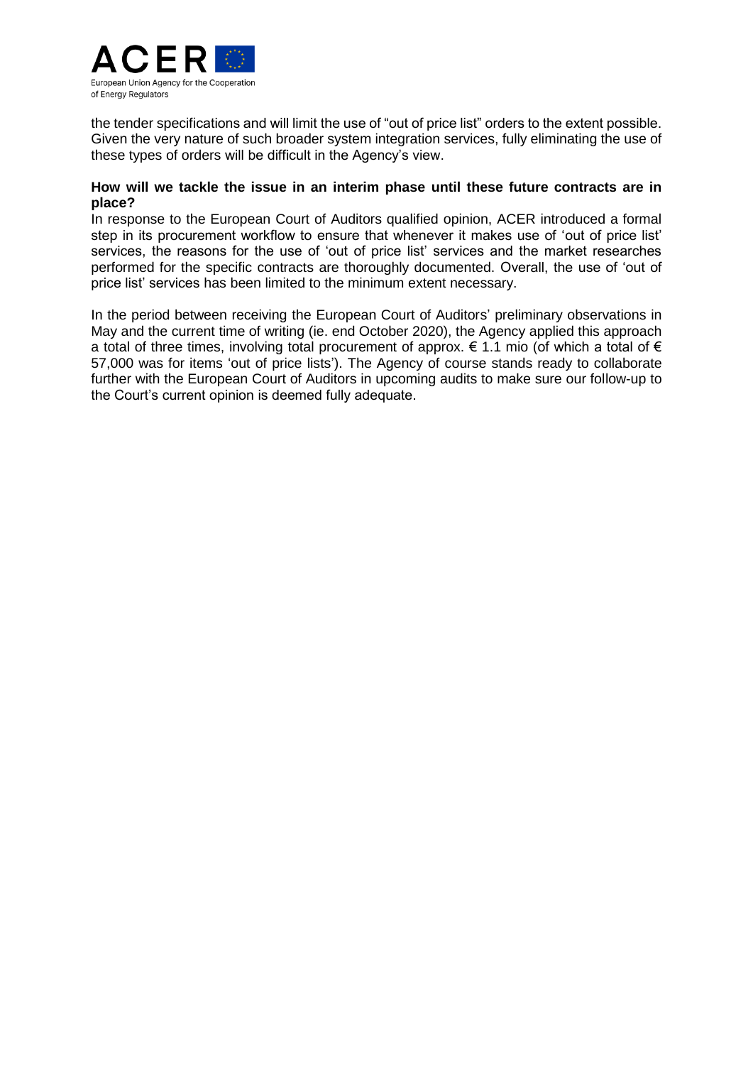the tender specifications and will limit the use of "out of price list" orders to the extent possible. Given the very nature of such broader system integration services, fully eliminating the use of these types of orders will be difficult in the Agency's view.

**How will we tackle the issue in an interim phase until these future contracts are in place?**

In response to the European Court of Auditors qualified opinion, ACER introduced a formal step in its procurement workflow to ensure that whenever it makes use of 'out of price list' services, the reasons for the use of 'out of price list' services and the market researches performed for the specific contracts are thoroughly documented. Overall, the use of 'out of price list' services has been limited to the minimum extent necessary.

In the period between receiving the European Court of Auditors' preliminary observations in May and the current time of writing (ie. end October 2020), the Agency applied this approach a total of three times, involving total procurement of approx. € 1.1 mio (of which a total of € 57,000 was for items 'out of price lists'). The Agency of course stands ready to collaborate further with the European Court of Auditors in upcoming audits to make sure our follow-up to the Court's current opinion is deemed fully adequate.